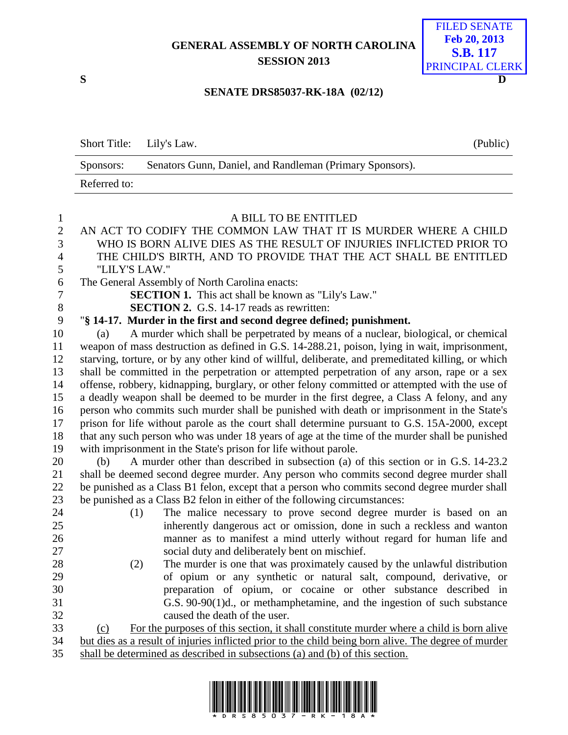# GENERAL ASSEMBLY OF NORTH CAROLINA
## SESSION 2013

FILED SENATE
Feb 20, 2013
S.B. 117
PRINCIPAL CLERK

S D

## SENATE DRS85037-RK-18A (02/12)

| Short Title: | Lily's Law. | (Public) |
|---|---|---|
| Sponsors: | Senators Gunn, Daniel, and Randleman (Primary Sponsors). | |
| Referred to: | | |

A BILL TO BE ENTITLED

AN ACT TO CODIFY THE COMMON LAW THAT IT IS MURDER WHERE A CHILD WHO IS BORN ALIVE DIES AS THE RESULT OF INJURIES INFLICTED PRIOR TO THE CHILD'S BIRTH, AND TO PROVIDE THAT THE ACT SHALL BE ENTITLED "LILY'S LAW."

The General Assembly of North Carolina enacts:

**SECTION 1.** This act shall be known as "Lily's Law."

**SECTION 2.** G.S. 14-17 reads as rewritten:

"**§ 14-17. Murder in the first and second degree defined; punishment.**

(a) A murder which shall be perpetrated by means of a nuclear, biological, or chemical weapon of mass destruction as defined in G.S. 14-288.21, poison, lying in wait, imprisonment, starving, torture, or by any other kind of willful, deliberate, and premeditated killing, or which shall be committed in the perpetration or attempted perpetration of any arson, rape or a sex offense, robbery, kidnapping, burglary, or other felony committed or attempted with the use of a deadly weapon shall be deemed to be murder in the first degree, a Class A felony, and any person who commits such murder shall be punished with death or imprisonment in the State's prison for life without parole as the court shall determine pursuant to G.S. 15A-2000, except that any such person who was under 18 years of age at the time of the murder shall be punished with imprisonment in the State's prison for life without parole.

(b) A murder other than described in subsection (a) of this section or in G.S. 14-23.2 shall be deemed second degree murder. Any person who commits second degree murder shall be punished as a Class B1 felon, except that a person who commits second degree murder shall be punished as a Class B2 felon in either of the following circumstances:

(1) The malice necessary to prove second degree murder is based on an inherently dangerous act or omission, done in such a reckless and wanton manner as to manifest a mind utterly without regard for human life and social duty and deliberately bent on mischief.

(2) The murder is one that was proximately caused by the unlawful distribution of opium or any synthetic or natural salt, compound, derivative, or preparation of opium, or cocaine or other substance described in G.S. 90-90(1)d., or methamphetamine, and the ingestion of such substance caused the death of the user.

<u>(c) For the purposes of this section, it shall constitute murder where a child is born alive but dies as a result of injuries inflicted prior to the child being born alive. The degree of murder shall be determined as described in subsections (a) and (b) of this section.</u>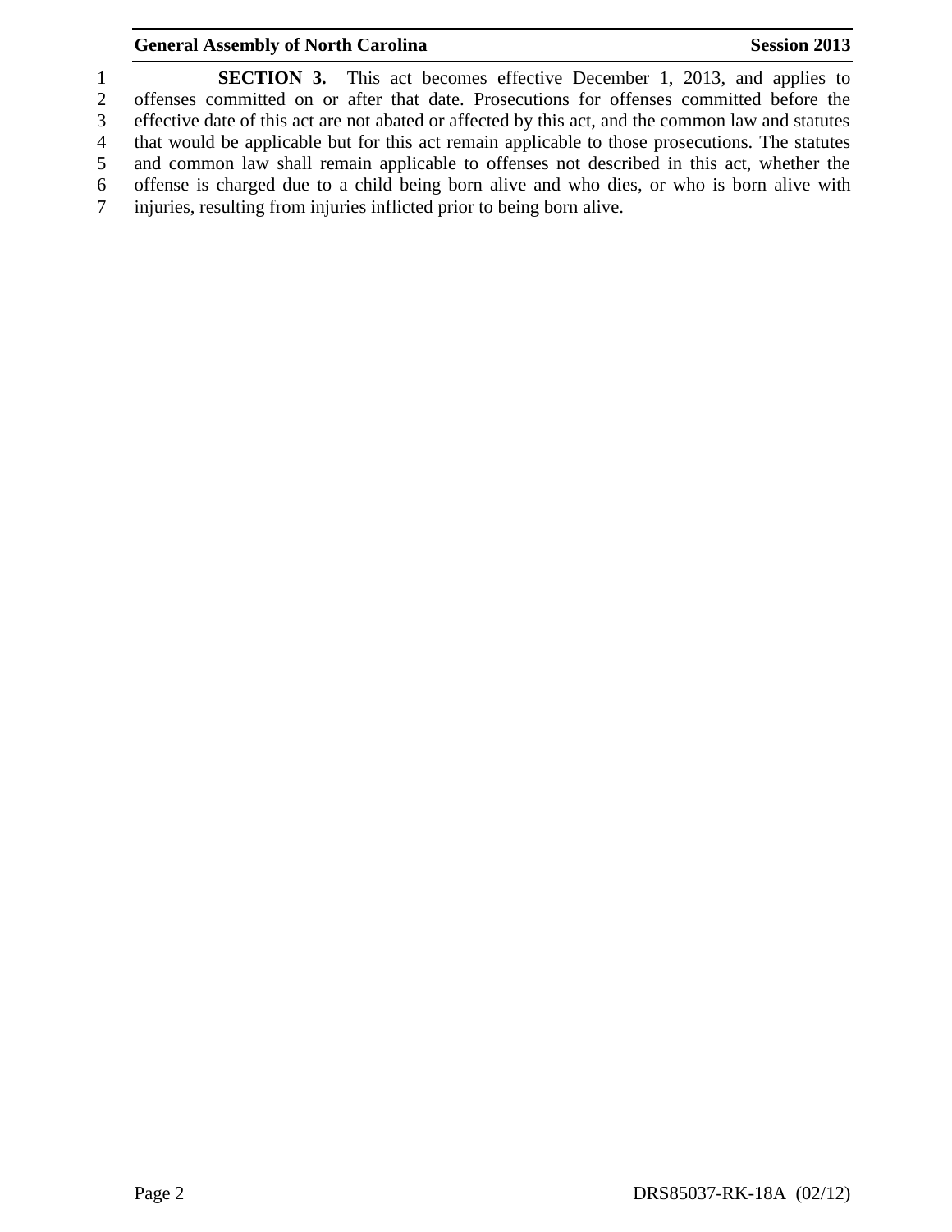**SECTION 3.** This act becomes effective December 1, 2013, and applies to offenses committed on or after that date. Prosecutions for offenses committed before the effective date of this act are not abated or affected by this act, and the common law and statutes that would be applicable but for this act remain applicable to those prosecutions. The statutes and common law shall remain applicable to offenses not described in this act, whether the offense is charged due to a child being born alive and who dies, or who is born alive with injuries, resulting from injuries inflicted prior to being born alive.